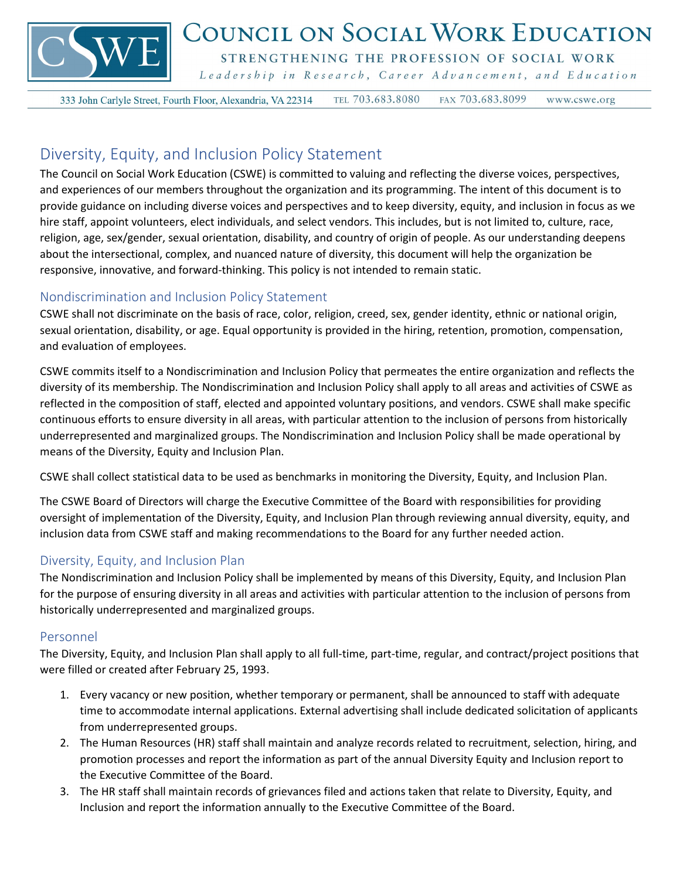# Council on Social Work Education

STRENGTHENING THE PROFESSION OF SOCIAL WORK

*Leadership in Research, Career Advancement, and Education*

333 John Carlyle Street, Fourth Floor, Alexandria, VA 22314 TEL 703.683.8080 FAX 703.683.8099 www.cswe.org

## Diversity, Equity, and Inclusion Policy Statement

The Council on Social Work Education (CSWE) is committed to valuing and reflecting the diverse voices, perspectives, and experiences of our members throughout the organization and its programming. The intent of this document is to provide guidance on including diverse voices and perspectives and to keep diversity, equity, and inclusion in focus as we hire staff, appoint volunteers, elect individuals, and select vendors. This includes, but is not limited to, culture, race, religion, age, sex/gender, sexual orientation, disability, and country of origin of people. As our understanding deepens about the intersectional, complex, and nuanced nature of diversity, this document will help the organization be responsive, innovative, and forward-thinking. This policy is not intended to remain static.

### Nondiscrimination and Inclusion Policy Statement

CSWE shall not discriminate on the basis of race, color, religion, creed, sex, gender identity, ethnic or national origin, sexual orientation, disability, or age. Equal opportunity is provided in the hiring, retention, promotion, compensation, and evaluation of employees.

CSWE commits itself to a Nondiscrimination and Inclusion Policy that permeates the entire organization and reflects the diversity of its membership. The Nondiscrimination and Inclusion Policy shall apply to all areas and activities of CSWE as reflected in the composition of staff, elected and appointed voluntary positions, and vendors. CSWE shall make specific continuous efforts to ensure diversity in all areas, with particular attention to the inclusion of persons from historically underrepresented and marginalized groups. The Nondiscrimination and Inclusion Policy shall be made operational by means of the Diversity, Equity and Inclusion Plan.

CSWE shall collect statistical data to be used as benchmarks in monitoring the Diversity, Equity, and Inclusion Plan.

The CSWE Board of Directors will charge the Executive Committee of the Board with responsibilities for providing oversight of implementation of the Diversity, Equity, and Inclusion Plan through reviewing annual diversity, equity, and inclusion data from CSWE staff and making recommendations to the Board for any further needed action.

### Diversity, Equity, and Inclusion Plan

The Nondiscrimination and Inclusion Policy shall be implemented by means of this Diversity, Equity, and Inclusion Plan for the purpose of ensuring diversity in all areas and activities with particular attention to the inclusion of persons from historically underrepresented and marginalized groups.

### Personnel

The Diversity, Equity, and Inclusion Plan shall apply to all full-time, part-time, regular, and contract/project positions that were filled or created after February 25, 1993.

1. Every vacancy or new position, whether temporary or permanent, shall be announced to staff with adequate time to accommodate internal applications. External advertising shall include dedicated solicitation of applicants from underrepresented groups.
2. The Human Resources (HR) staff shall maintain and analyze records related to recruitment, selection, hiring, and promotion processes and report the information as part of the annual Diversity Equity and Inclusion report to the Executive Committee of the Board.
3. The HR staff shall maintain records of grievances filed and actions taken that relate to Diversity, Equity, and Inclusion and report the information annually to the Executive Committee of the Board.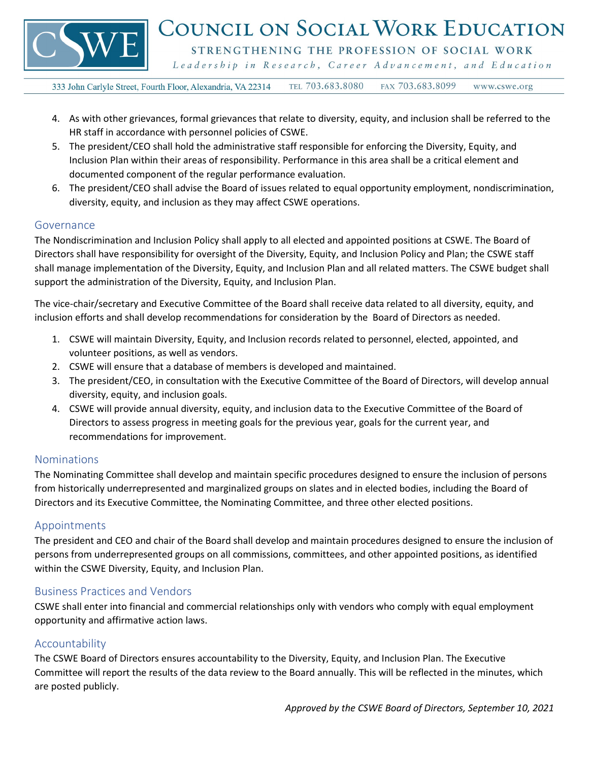4. As with other grievances, formal grievances that relate to diversity, equity, and inclusion shall be referred to the HR staff in accordance with personnel policies of CSWE.
5. The president/CEO shall hold the administrative staff responsible for enforcing the Diversity, Equity, and Inclusion Plan within their areas of responsibility. Performance in this area shall be a critical element and documented component of the regular performance evaluation.
6. The president/CEO shall advise the Board of issues related to equal opportunity employment, nondiscrimination, diversity, equity, and inclusion as they may affect CSWE operations.

## Governance

The Nondiscrimination and Inclusion Policy shall apply to all elected and appointed positions at CSWE. The Board of Directors shall have responsibility for oversight of the Diversity, Equity, and Inclusion Policy and Plan; the CSWE staff shall manage implementation of the Diversity, Equity, and Inclusion Plan and all related matters. The CSWE budget shall support the administration of the Diversity, Equity, and Inclusion Plan.

The vice-chair/secretary and Executive Committee of the Board shall receive data related to all diversity, equity, and inclusion efforts and shall develop recommendations for consideration by the Board of Directors as needed.

1. CSWE will maintain Diversity, Equity, and Inclusion records related to personnel, elected, appointed, and volunteer positions, as well as vendors.
2. CSWE will ensure that a database of members is developed and maintained.
3. The president/CEO, in consultation with the Executive Committee of the Board of Directors, will develop annual diversity, equity, and inclusion goals.
4. CSWE will provide annual diversity, equity, and inclusion data to the Executive Committee of the Board of Directors to assess progress in meeting goals for the previous year, goals for the current year, and recommendations for improvement.

## Nominations

The Nominating Committee shall develop and maintain specific procedures designed to ensure the inclusion of persons from historically underrepresented and marginalized groups on slates and in elected bodies, including the Board of Directors and its Executive Committee, the Nominating Committee, and three other elected positions.

## Appointments

The president and CEO and chair of the Board shall develop and maintain procedures designed to ensure the inclusion of persons from underrepresented groups on all commissions, committees, and other appointed positions, as identified within the CSWE Diversity, Equity, and Inclusion Plan.

## Business Practices and Vendors

CSWE shall enter into financial and commercial relationships only with vendors who comply with equal employment opportunity and affirmative action laws.

## Accountability

The CSWE Board of Directors ensures accountability to the Diversity, Equity, and Inclusion Plan. The Executive Committee will report the results of the data review to the Board annually. This will be reflected in the minutes, which are posted publicly.

*Approved by the CSWE Board of Directors, September 10, 2021*